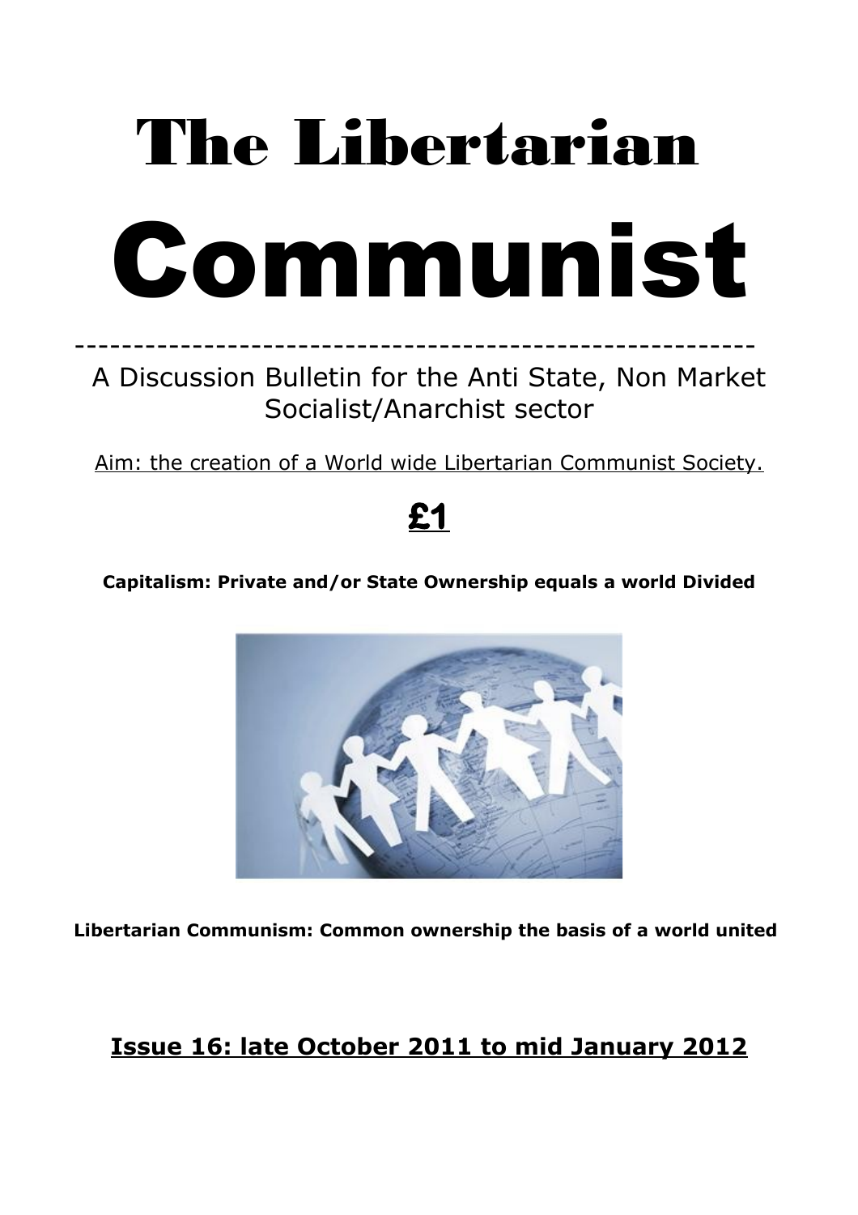# The Libertarian

# Communist

---

A Discussion Bulletin for the Anti State, Non Market Socialist/Anarchist sector

Aim: the creation of a World wide Libertarian Communist Society.

**£1**

**Capitalism: Private and/or State Ownership equals a world Divided**

**Libertarian Communism: Common ownership the basis of a world united**

**Issue 16: late October 2011 to mid January 2012**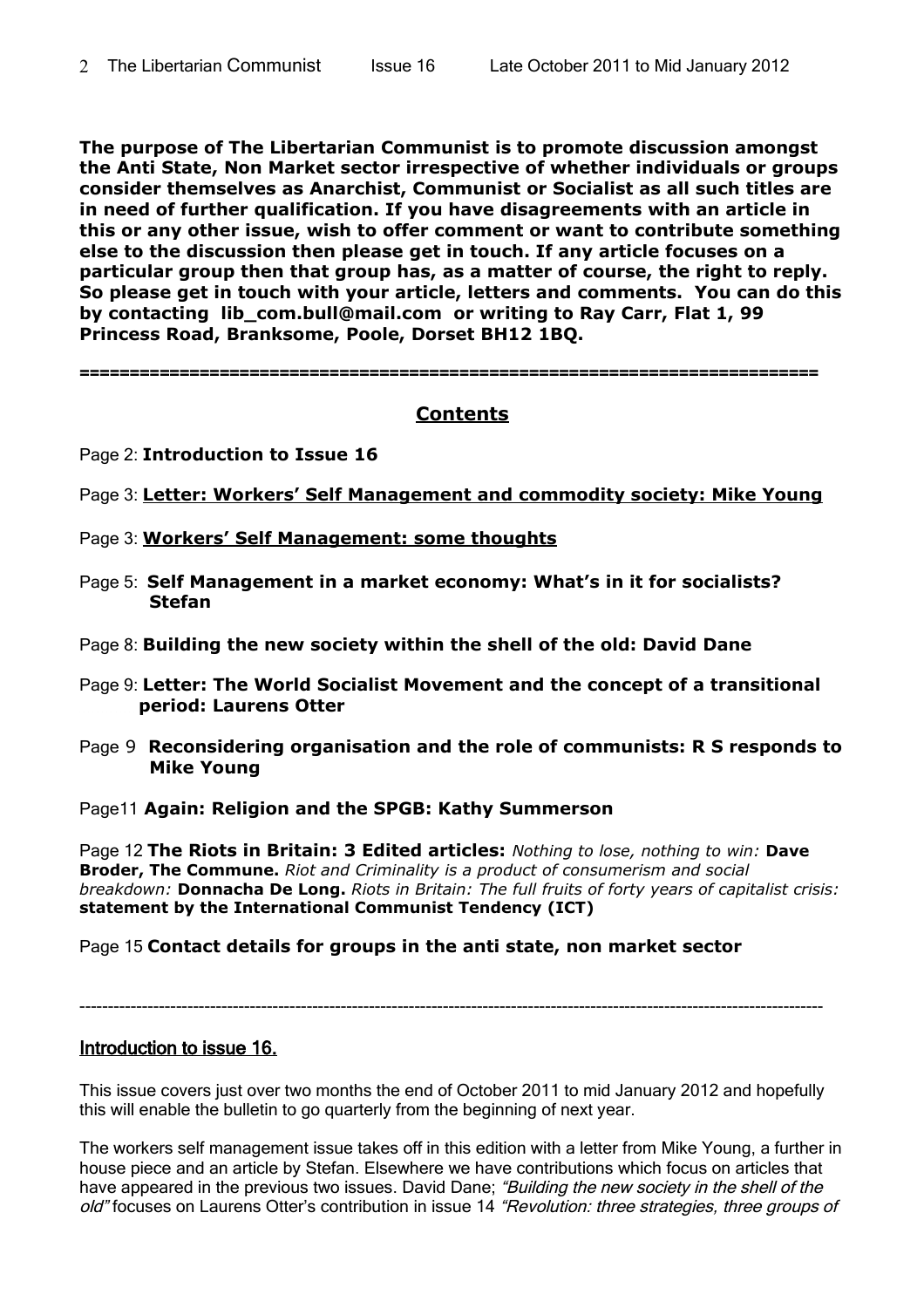**The purpose of The Libertarian Communist is to promote discussion amongst the Anti State, Non Market sector irrespective of whether individuals or groups consider themselves as Anarchist, Communist or Socialist as all such titles are in need of further qualification. If you have disagreements with an article in this or any other issue, wish to offer comment or want to contribute something else to the discussion then please get in touch. If any article focuses on a particular group then that group has, as a matter of course, the right to reply. So please get in touch with your article, letters and comments. You can do this by contacting lib_com.bull@mail.com or writing to Ray Carr, Flat 1, 99 Princess Road, Branksome, Poole, Dorset BH12 1BQ.**

---

## Contents

Page 2: **Introduction to Issue 16**

Page 3: **Letter: Workers' Self Management and commodity society: Mike Young**

Page 3: **Workers' Self Management: some thoughts**

Page 5: **Self Management in a market economy: What's in it for socialists? Stefan**

Page 8: **Building the new society within the shell of the old: David Dane**

Page 9: **Letter: The World Socialist Movement and the concept of a transitional period: Laurens Otter**

Page 9 **Reconsidering organisation and the role of communists: R S responds to Mike Young**

Page11 **Again: Religion and the SPGB: Kathy Summerson**

Page 12 **The Riots in Britain: 3 Edited articles:** *Nothing to lose, nothing to win:* **Dave Broder, The Commune.** *Riot and Criminality is a product of consumerism and social breakdown:* **Donnacha De Long.** *Riots in Britain: The full fruits of forty years of capitalist crisis:* **statement by the International Communist Tendency (ICT)**

Page 15 **Contact details for groups in the anti state, non market sector**

---

## Introduction to issue 16.

This issue covers just over two months the end of October 2011 to mid January 2012 and hopefully this will enable the bulletin to go quarterly from the beginning of next year.

The workers self management issue takes off in this edition with a letter from Mike Young, a further in house piece and an article by Stefan. Elsewhere we have contributions which focus on articles that have appeared in the previous two issues. David Dane; *"Building the new society in the shell of the old"* focuses on Laurens Otter's contribution in issue 14 *"Revolution: three strategies, three groups of*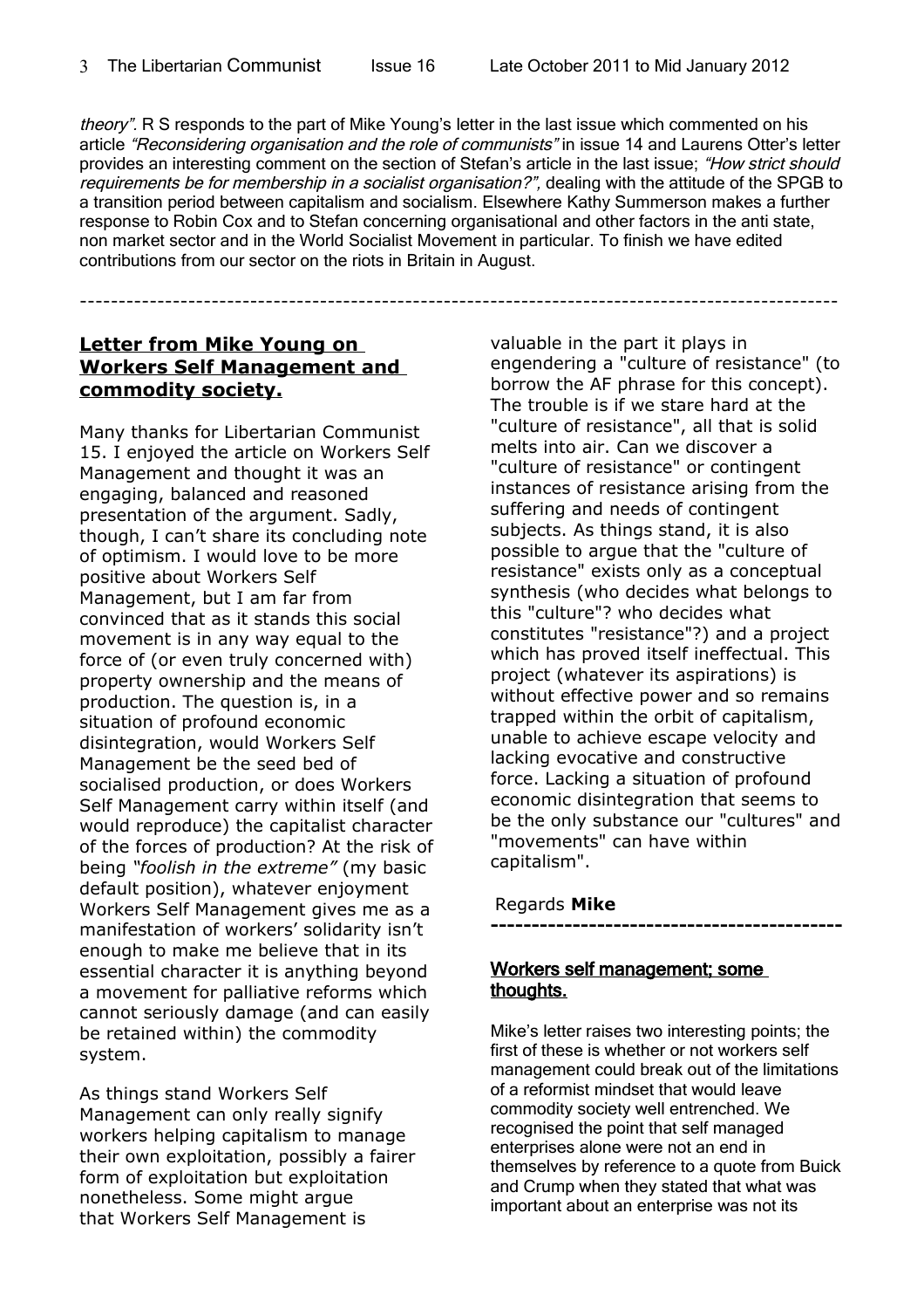*theory"*. R S responds to the part of Mike Young's letter in the last issue which commented on his article *"Reconsidering organisation and the role of communists"* in issue 14 and Laurens Otter's letter provides an interesting comment on the section of Stefan's article in the last issue; *"How strict should requirements be for membership in a socialist organisation?"*, dealing with the attitude of the SPGB to a transition period between capitalism and socialism. Elsewhere Kathy Summerson makes a further response to Robin Cox and to Stefan concerning organisational and other factors in the anti state, non market sector and in the World Socialist Movement in particular. To finish we have edited contributions from our sector on the riots in Britain in August.

---

## Letter from Mike Young on Workers Self Management and commodity society.

Many thanks for Libertarian Communist 15. I enjoyed the article on Workers Self Management and thought it was an engaging, balanced and reasoned presentation of the argument. Sadly, though, I can't share its concluding note of optimism. I would love to be more positive about Workers Self Management, but I am far from convinced that as it stands this social movement is in any way equal to the force of (or even truly concerned with) property ownership and the means of production. The question is, in a situation of profound economic disintegration, would Workers Self Management be the seed bed of socialised production, or does Workers Self Management carry within itself (and would reproduce) the capitalist character of the forces of production? At the risk of being *"foolish in the extreme"* (my basic default position), whatever enjoyment Workers Self Management gives me as a manifestation of workers' solidarity isn't enough to make me believe that in its essential character it is anything beyond a movement for palliative reforms which cannot seriously damage (and can easily be retained within) the commodity system.

As things stand Workers Self Management can only really signify workers helping capitalism to manage their own exploitation, possibly a fairer form of exploitation but exploitation nonetheless. Some might argue that Workers Self Management is valuable in the part it plays in engendering a "culture of resistance" (to borrow the AF phrase for this concept). The trouble is if we stare hard at the "culture of resistance", all that is solid melts into air. Can we discover a "culture of resistance" or contingent instances of resistance arising from the suffering and needs of contingent subjects. As things stand, it is also possible to argue that the "culture of resistance" exists only as a conceptual synthesis (who decides what belongs to this "culture"? who decides what constitutes "resistance"?) and a project which has proved itself ineffectual. This project (whatever its aspirations) is without effective power and so remains trapped within the orbit of capitalism, unable to achieve escape velocity and lacking evocative and constructive force. Lacking a situation of profound economic disintegration that seems to be the only substance our "cultures" and "movements" can have within capitalism".

Regards **Mike**

---

## Workers self management; some thoughts.

Mike's letter raises two interesting points; the first of these is whether or not workers self management could break out of the limitations of a reformist mindset that would leave commodity society well entrenched. We recognised the point that self managed enterprises alone were not an end in themselves by reference to a quote from Buick and Crump when they stated that what was important about an enterprise was not its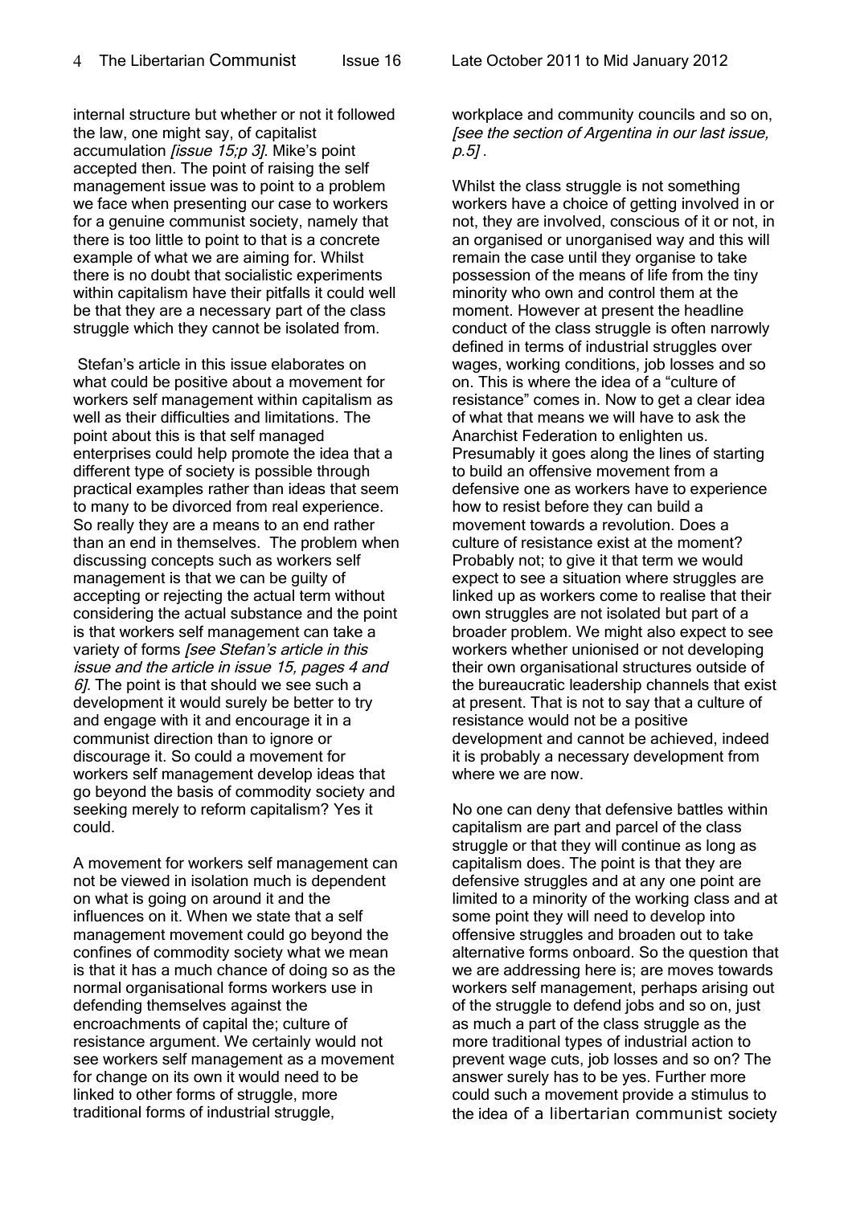internal structure but whether or not it followed the law, one might say, of capitalist accumulation *[issue 15;p 3]*. Mike's point accepted then. The point of raising the self management issue was to point to a problem we face when presenting our case to workers for a genuine communist society, namely that there is too little to point to that is a concrete example of what we are aiming for. Whilst there is no doubt that socialistic experiments within capitalism have their pitfalls it could well be that they are a necessary part of the class struggle which they cannot be isolated from.

Stefan's article in this issue elaborates on what could be positive about a movement for workers self management within capitalism as well as their difficulties and limitations. The point about this is that self managed enterprises could help promote the idea that a different type of society is possible through practical examples rather than ideas that seem to many to be divorced from real experience. So really they are a means to an end rather than an end in themselves. The problem when discussing concepts such as workers self management is that we can be guilty of accepting or rejecting the actual term without considering the actual substance and the point is that workers self management can take a variety of forms *[see Stefan's article in this issue and the article in issue 15, pages 4 and 6]*. The point is that should we see such a development it would surely be better to try and engage with it and encourage it in a communist direction than to ignore or discourage it. So could a movement for workers self management develop ideas that go beyond the basis of commodity society and seeking merely to reform capitalism? Yes it could.

A movement for workers self management can not be viewed in isolation much is dependent on what is going on around it and the influences on it. When we state that a self management movement could go beyond the confines of commodity society what we mean is that it has a much chance of doing so as the normal organisational forms workers use in defending themselves against the encroachments of capital the; culture of resistance argument. We certainly would not see workers self management as a movement for change on its own it would need to be linked to other forms of struggle, more traditional forms of industrial struggle, workplace and community councils and so on, *[see the section of Argentina in our last issue, p.5]* .

Whilst the class struggle is not something workers have a choice of getting involved in or not, they are involved, conscious of it or not, in an organised or unorganised way and this will remain the case until they organise to take possession of the means of life from the tiny minority who own and control them at the moment. However at present the headline conduct of the class struggle is often narrowly defined in terms of industrial struggles over wages, working conditions, job losses and so on. This is where the idea of a "culture of resistance" comes in. Now to get a clear idea of what that means we will have to ask the Anarchist Federation to enlighten us. Presumably it goes along the lines of starting to build an offensive movement from a defensive one as workers have to experience how to resist before they can build a movement towards a revolution. Does a culture of resistance exist at the moment? Probably not; to give it that term we would expect to see a situation where struggles are linked up as workers come to realise that their own struggles are not isolated but part of a broader problem. We might also expect to see workers whether unionised or not developing their own organisational structures outside of the bureaucratic leadership channels that exist at present. That is not to say that a culture of resistance would not be a positive development and cannot be achieved, indeed it is probably a necessary development from where we are now.

No one can deny that defensive battles within capitalism are part and parcel of the class struggle or that they will continue as long as capitalism does. The point is that they are defensive struggles and at any one point are limited to a minority of the working class and at some point they will need to develop into offensive struggles and broaden out to take alternative forms onboard. So the question that we are addressing here is; are moves towards workers self management, perhaps arising out of the struggle to defend jobs and so on, just as much a part of the class struggle as the more traditional types of industrial action to prevent wage cuts, job losses and so on? The answer surely has to be yes. Further more could such a movement provide a stimulus to the idea of a libertarian communist society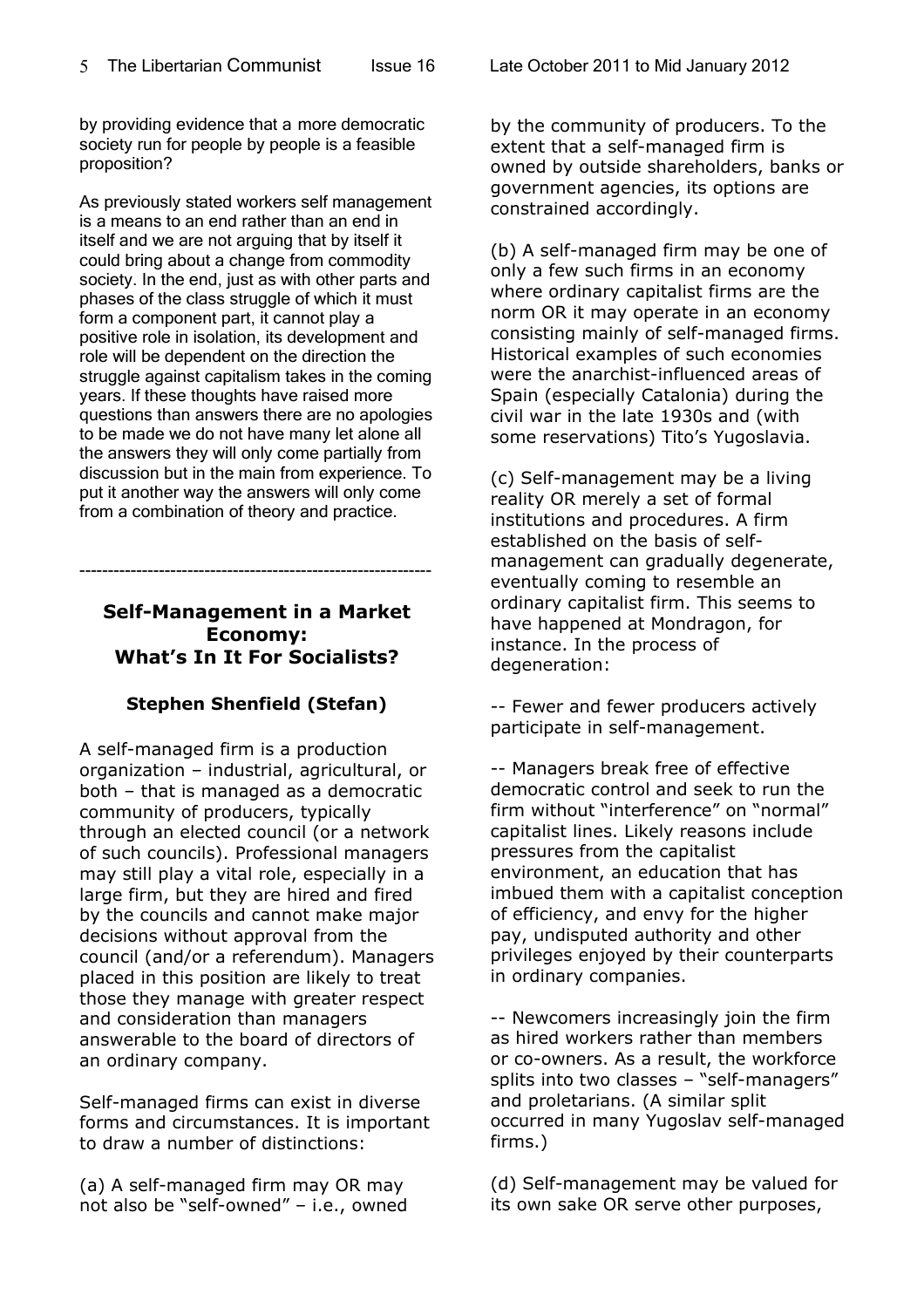by providing evidence that a more democratic society run for people by people is a feasible proposition?

As previously stated workers self management is a means to an end rather than an end in itself and we are not arguing that by itself it could bring about a change from commodity society. In the end, just as with other parts and phases of the class struggle of which it must form a component part, it cannot play a positive role in isolation, its development and role will be dependent on the direction the struggle against capitalism takes in the coming years. If these thoughts have raised more questions than answers there are no apologies to be made we do not have many let alone all the answers they will only come partially from discussion but in the main from experience. To put it another way the answers will only come from a combination of theory and practice.

---

## Self-Management in a Market Economy: What's In It For Socialists?

### Stephen Shenfield (Stefan)

A self-managed firm is a production organization – industrial, agricultural, or both – that is managed as a democratic community of producers, typically through an elected council (or a network of such councils). Professional managers may still play a vital role, especially in a large firm, but they are hired and fired by the councils and cannot make major decisions without approval from the council (and/or a referendum). Managers placed in this position are likely to treat those they manage with greater respect and consideration than managers answerable to the board of directors of an ordinary company.

Self-managed firms can exist in diverse forms and circumstances. It is important to draw a number of distinctions:

(a) A self-managed firm may OR may not also be "self-owned" – i.e., owned by the community of producers. To the extent that a self-managed firm is owned by outside shareholders, banks or government agencies, its options are constrained accordingly.

(b) A self-managed firm may be one of only a few such firms in an economy where ordinary capitalist firms are the norm OR it may operate in an economy consisting mainly of self-managed firms. Historical examples of such economies were the anarchist-influenced areas of Spain (especially Catalonia) during the civil war in the late 1930s and (with some reservations) Tito's Yugoslavia.

(c) Self-management may be a living reality OR merely a set of formal institutions and procedures. A firm established on the basis of self-management can gradually degenerate, eventually coming to resemble an ordinary capitalist firm. This seems to have happened at Mondragon, for instance. In the process of degeneration:

-- Fewer and fewer producers actively participate in self-management.

-- Managers break free of effective democratic control and seek to run the firm without "interference" on "normal" capitalist lines. Likely reasons include pressures from the capitalist environment, an education that has imbued them with a capitalist conception of efficiency, and envy for the higher pay, undisputed authority and other privileges enjoyed by their counterparts in ordinary companies.

-- Newcomers increasingly join the firm as hired workers rather than members or co-owners. As a result, the workforce splits into two classes – "self-managers" and proletarians. (A similar split occurred in many Yugoslav self-managed firms.)

(d) Self-management may be valued for its own sake OR serve other purposes,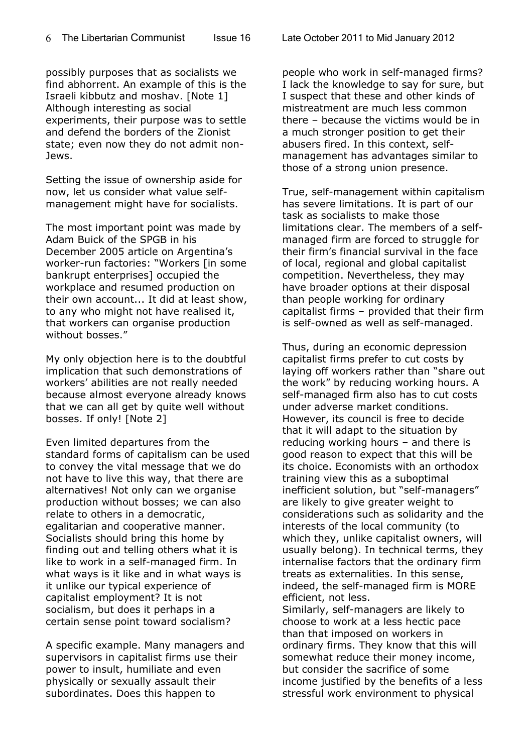possibly purposes that as socialists we find abhorrent. An example of this is the Israeli kibbutz and moshav. [Note 1] Although interesting as social experiments, their purpose was to settle and defend the borders of the Zionist state; even now they do not admit non-Jews.

Setting the issue of ownership aside for now, let us consider what value self-management might have for socialists.

The most important point was made by Adam Buick of the SPGB in his December 2005 article on Argentina's worker-run factories: "Workers [in some bankrupt enterprises] occupied the workplace and resumed production on their own account... It did at least show, to any who might not have realised it, that workers can organise production without bosses."

My only objection here is to the doubtful implication that such demonstrations of workers' abilities are not really needed because almost everyone already knows that we can all get by quite well without bosses. If only! [Note 2]

Even limited departures from the standard forms of capitalism can be used to convey the vital message that we do not have to live this way, that there are alternatives! Not only can we organise production without bosses; we can also relate to others in a democratic, egalitarian and cooperative manner. Socialists should bring this home by finding out and telling others what it is like to work in a self-managed firm. In what ways is it like and in what ways is it unlike our typical experience of capitalist employment? It is not socialism, but does it perhaps in a certain sense point toward socialism?

A specific example. Many managers and supervisors in capitalist firms use their power to insult, humiliate and even physically or sexually assault their subordinates. Does this happen to people who work in self-managed firms? I lack the knowledge to say for sure, but I suspect that these and other kinds of mistreatment are much less common there – because the victims would be in a much stronger position to get their abusers fired. In this context, self-management has advantages similar to those of a strong union presence.

True, self-management within capitalism has severe limitations. It is part of our task as socialists to make those limitations clear. The members of a self-managed firm are forced to struggle for their firm's financial survival in the face of local, regional and global capitalist competition. Nevertheless, they may have broader options at their disposal than people working for ordinary capitalist firms – provided that their firm is self-owned as well as self-managed.

Thus, during an economic depression capitalist firms prefer to cut costs by laying off workers rather than "share out the work" by reducing working hours. A self-managed firm also has to cut costs under adverse market conditions. However, its council is free to decide that it will adapt to the situation by reducing working hours – and there is good reason to expect that this will be its choice. Economists with an orthodox training view this as a suboptimal inefficient solution, but "self-managers" are likely to give greater weight to considerations such as solidarity and the interests of the local community (to which they, unlike capitalist owners, will usually belong). In technical terms, they internalise factors that the ordinary firm treats as externalities. In this sense, indeed, the self-managed firm is MORE efficient, not less.

Similarly, self-managers are likely to choose to work at a less hectic pace than that imposed on workers in ordinary firms. They know that this will somewhat reduce their money income, but consider the sacrifice of some income justified by the benefits of a less stressful work environment to physical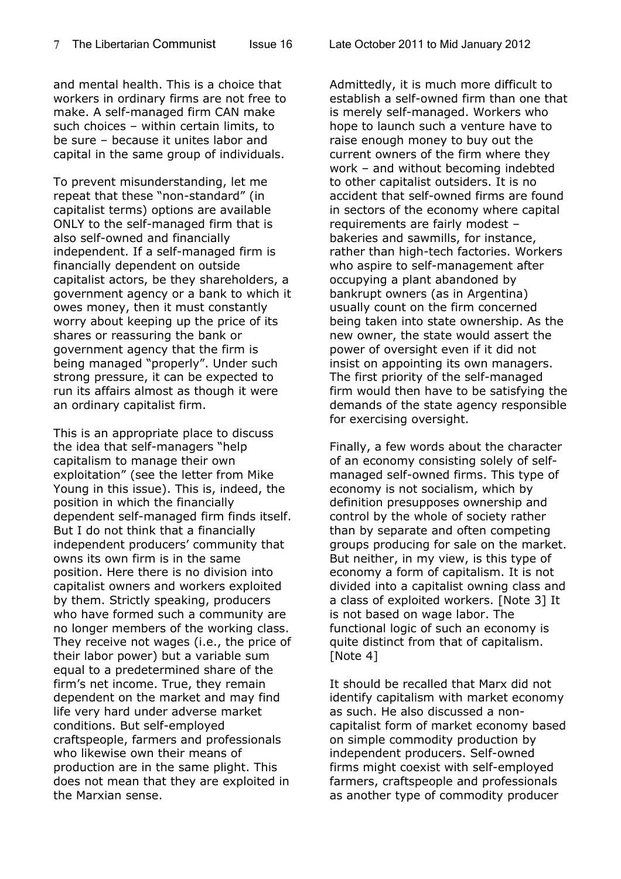and mental health. This is a choice that workers in ordinary firms are not free to make. A self-managed firm CAN make such choices – within certain limits, to be sure – because it unites labor and capital in the same group of individuals.

To prevent misunderstanding, let me repeat that these "non-standard" (in capitalist terms) options are available ONLY to the self-managed firm that is also self-owned and financially independent. If a self-managed firm is financially dependent on outside capitalist actors, be they shareholders, a government agency or a bank to which it owes money, then it must constantly worry about keeping up the price of its shares or reassuring the bank or government agency that the firm is being managed "properly". Under such strong pressure, it can be expected to run its affairs almost as though it were an ordinary capitalist firm.

This is an appropriate place to discuss the idea that self-managers "help capitalism to manage their own exploitation" (see the letter from Mike Young in this issue). This is, indeed, the position in which the financially dependent self-managed firm finds itself. But I do not think that a financially independent producers' community that owns its own firm is in the same position. Here there is no division into capitalist owners and workers exploited by them. Strictly speaking, producers who have formed such a community are no longer members of the working class. They receive not wages (i.e., the price of their labor power) but a variable sum equal to a predetermined share of the firm's net income. True, they remain dependent on the market and may find life very hard under adverse market conditions. But self-employed craftspeople, farmers and professionals who likewise own their means of production are in the same plight. This does not mean that they are exploited in the Marxian sense.

Admittedly, it is much more difficult to establish a self-owned firm than one that is merely self-managed. Workers who hope to launch such a venture have to raise enough money to buy out the current owners of the firm where they work – and without becoming indebted to other capitalist outsiders. It is no accident that self-owned firms are found in sectors of the economy where capital requirements are fairly modest – bakeries and sawmills, for instance, rather than high-tech factories. Workers who aspire to self-management after occupying a plant abandoned by bankrupt owners (as in Argentina) usually count on the firm concerned being taken into state ownership. As the new owner, the state would assert the power of oversight even if it did not insist on appointing its own managers. The first priority of the self-managed firm would then have to be satisfying the demands of the state agency responsible for exercising oversight.

Finally, a few words about the character of an economy consisting solely of self-managed self-owned firms. This type of economy is not socialism, which by definition presupposes ownership and control by the whole of society rather than by separate and often competing groups producing for sale on the market. But neither, in my view, is this type of economy a form of capitalism. It is not divided into a capitalist owning class and a class of exploited workers. [Note 3] It is not based on wage labor. The functional logic of such an economy is quite distinct from that of capitalism. [Note 4]

It should be recalled that Marx did not identify capitalism with market economy as such. He also discussed a non-capitalist form of market economy based on simple commodity production by independent producers. Self-owned firms might coexist with self-employed farmers, craftspeople and professionals as another type of commodity producer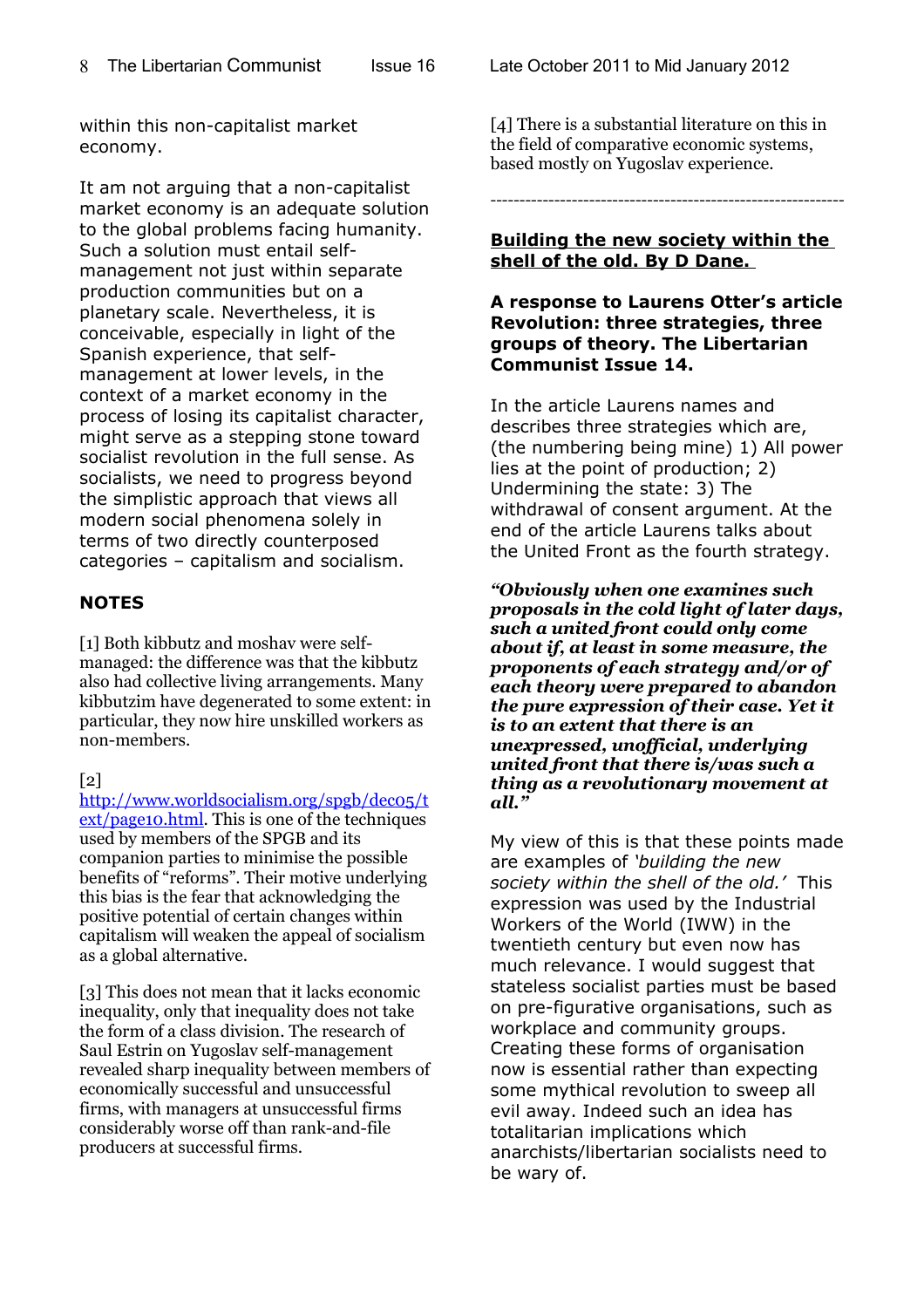within this non-capitalist market economy.

It am not arguing that a non-capitalist market economy is an adequate solution to the global problems facing humanity. Such a solution must entail self-management not just within separate production communities but on a planetary scale. Nevertheless, it is conceivable, especially in light of the Spanish experience, that self-management at lower levels, in the context of a market economy in the process of losing its capitalist character, might serve as a stepping stone toward socialist revolution in the full sense. As socialists, we need to progress beyond the simplistic approach that views all modern social phenomena solely in terms of two directly counterposed categories – capitalism and socialism.

### NOTES

[1] Both kibbutz and moshav were self-managed: the difference was that the kibbutz also had collective living arrangements. Many kibbutzim have degenerated to some extent: in particular, they now hire unskilled workers as non-members.

[2] http://www.worldsocialism.org/spgb/dec05/text/page10.html. This is one of the techniques used by members of the SPGB and its companion parties to minimise the possible benefits of "reforms". Their motive underlying this bias is the fear that acknowledging the positive potential of certain changes within capitalism will weaken the appeal of socialism as a global alternative.

[3] This does not mean that it lacks economic inequality, only that inequality does not take the form of a class division. The research of Saul Estrin on Yugoslav self-management revealed sharp inequality between members of economically successful and unsuccessful firms, with managers at unsuccessful firms considerably worse off than rank-and-file producers at successful firms.

[4] There is a substantial literature on this in the field of comparative economic systems, based mostly on Yugoslav experience.

---

## Building the new society within the shell of the old. By D Dane.

**A response to Laurens Otter's article Revolution: three strategies, three groups of theory. The Libertarian Communist Issue 14.**

In the article Laurens names and describes three strategies which are, (the numbering being mine) 1) All power lies at the point of production; 2) Undermining the state: 3) The withdrawal of consent argument. At the end of the article Laurens talks about the United Front as the fourth strategy.

***"Obviously when one examines such proposals in the cold light of later days, such a united front could only come about if, at least in some measure, the proponents of each strategy and/or of each theory were prepared to abandon the pure expression of their case. Yet it is to an extent that there is an unexpressed, unofficial, underlying united front that there is/was such a thing as a revolutionary movement at all."***

My view of this is that these points made are examples of *'building the new society within the shell of the old.'* This expression was used by the Industrial Workers of the World (IWW) in the twentieth century but even now has much relevance. I would suggest that stateless socialist parties must be based on pre-figurative organisations, such as workplace and community groups. Creating these forms of organisation now is essential rather than expecting some mythical revolution to sweep all evil away. Indeed such an idea has totalitarian implications which anarchists/libertarian socialists need to be wary of.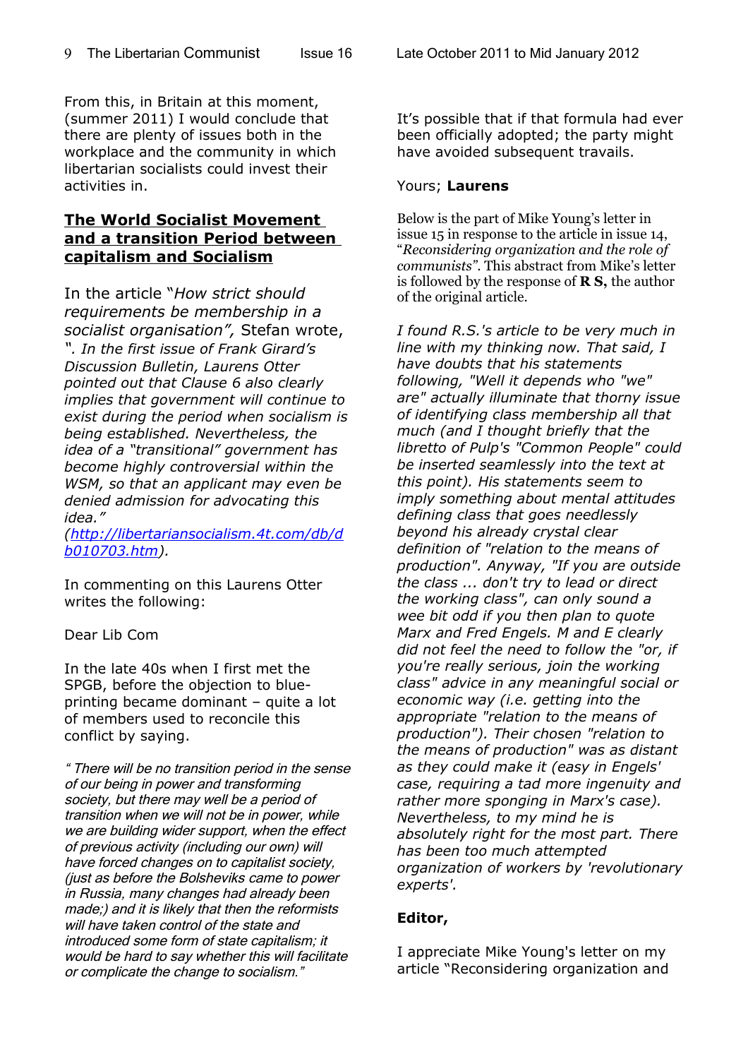From this, in Britain at this moment, (summer 2011) I would conclude that there are plenty of issues both in the workplace and the community in which libertarian socialists could invest their activities in.

## The World Socialist Movement and a transition Period between capitalism and Socialism

In the article "*How strict should requirements be membership in a socialist organisation",* Stefan wrote, *". In the first issue of Frank Girard's Discussion Bulletin, Laurens Otter pointed out that Clause 6 also clearly implies that government will continue to exist during the period when socialism is being established. Nevertheless, the idea of a "transitional" government has become highly controversial within the WSM, so that an applicant may even be denied admission for advocating this idea."* *([http://libertariansocialism.4t.com/db/db010703.htm](http://libertariansocialism.4t.com/db/db010703.htm)).*

In commenting on this Laurens Otter writes the following:

Dear Lib Com

In the late 40s when I first met the SPGB, before the objection to blue-printing became dominant – quite a lot of members used to reconcile this conflict by saying.

*" There will be no transition period in the sense of our being in power and transforming society, but there may well be a period of transition when we will not be in power, while we are building wider support, when the effect of previous activity (including our own) will have forced changes on to capitalist society, (just as before the Bolsheviks came to power in Russia, many changes had already been made;) and it is likely that then the reformists will have taken control of the state and introduced some form of state capitalism; it would be hard to say whether this will facilitate or complicate the change to socialism."*

It's possible that if that formula had ever been officially adopted; the party might have avoided subsequent travails.

Yours; **Laurens**

Below is the part of Mike Young's letter in issue 15 in response to the article in issue 14, "*Reconsidering organization and the role of communists"*. This abstract from Mike's letter is followed by the response of **R S,** the author of the original article.

*I found R.S.'s article to be very much in line with my thinking now. That said, I have doubts that his statements following, "Well it depends who "we" are" actually illuminate that thorny issue of identifying class membership all that much (and I thought briefly that the libretto of Pulp's "Common People" could be inserted seamlessly into the text at this point). His statements seem to imply something about mental attitudes defining class that goes needlessly beyond his already crystal clear definition of "relation to the means of production". Anyway, "If you are outside the class ... don't try to lead or direct the working class", can only sound a wee bit odd if you then plan to quote Marx and Fred Engels. M and E clearly did not feel the need to follow the "or, if you're really serious, join the working class" advice in any meaningful social or economic way (i.e. getting into the appropriate "relation to the means of production"). Their chosen "relation to the means of production" was as distant as they could make it (easy in Engels' case, requiring a tad more ingenuity and rather more sponging in Marx's case). Nevertheless, to my mind he is absolutely right for the most part. There has been too much attempted organization of workers by 'revolutionary experts'.*

**Editor,**

I appreciate Mike Young's letter on my article "Reconsidering organization and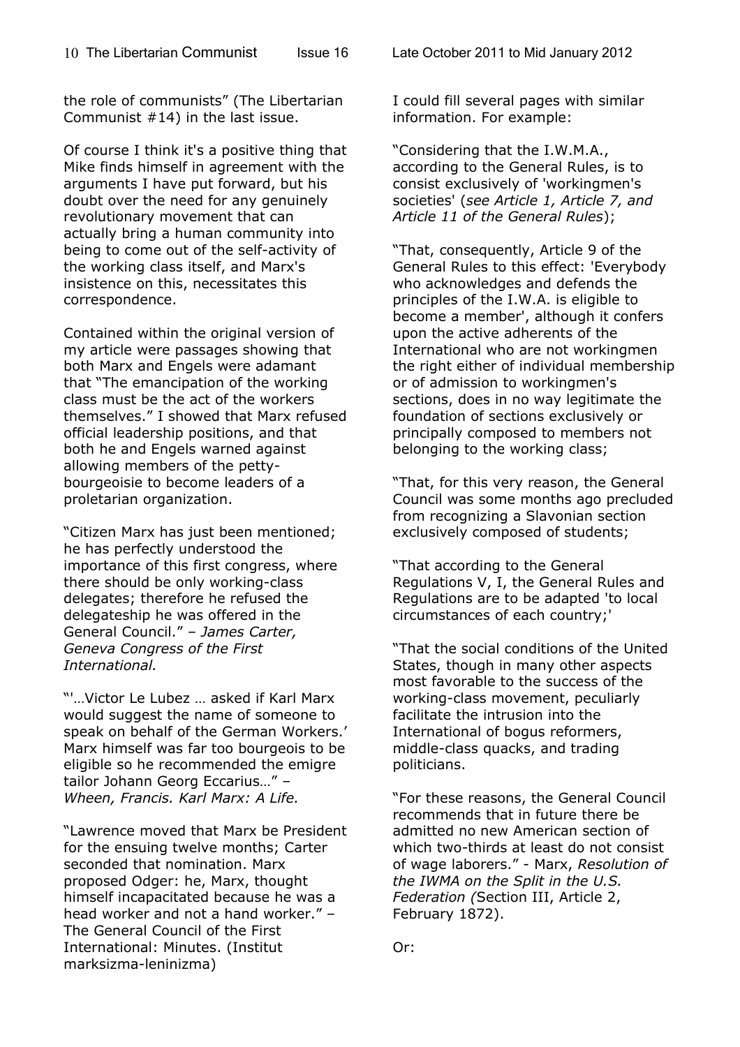the role of communists" (The Libertarian Communist #14) in the last issue.

Of course I think it's a positive thing that Mike finds himself in agreement with the arguments I have put forward, but his doubt over the need for any genuinely revolutionary movement that can actually bring a human community into being to come out of the self-activity of the working class itself, and Marx's insistence on this, necessitates this correspondence.

Contained within the original version of my article were passages showing that both Marx and Engels were adamant that "The emancipation of the working class must be the act of the workers themselves." I showed that Marx refused official leadership positions, and that both he and Engels warned against allowing members of the petty-bourgeoisie to become leaders of a proletarian organization.

"Citizen Marx has just been mentioned; he has perfectly understood the importance of this first congress, where there should be only working-class delegates; therefore he refused the delegateship he was offered in the General Council." – *James Carter, Geneva Congress of the First International.*

"'…Victor Le Lubez … asked if Karl Marx would suggest the name of someone to speak on behalf of the German Workers.' Marx himself was far too bourgeois to be eligible so he recommended the emigre tailor Johann Georg Eccarius…" – *Wheen, Francis. Karl Marx: A Life.*

"Lawrence moved that Marx be President for the ensuing twelve months; Carter seconded that nomination. Marx proposed Odger: he, Marx, thought himself incapacitated because he was a head worker and not a hand worker." – The General Council of the First International: Minutes. (Institut marksizma-leninizma)

I could fill several pages with similar information. For example:

"Considering that the I.W.M.A., according to the General Rules, is to consist exclusively of 'workingmen's societies' (*see Article 1, Article 7, and Article 11 of the General Rules*);

"That, consequently, Article 9 of the General Rules to this effect: 'Everybody who acknowledges and defends the principles of the I.W.A. is eligible to become a member', although it confers upon the active adherents of the International who are not workingmen the right either of individual membership or of admission to workingmen's sections, does in no way legitimate the foundation of sections exclusively or principally composed to members not belonging to the working class;

"That, for this very reason, the General Council was some months ago precluded from recognizing a Slavonian section exclusively composed of students;

"That according to the General Regulations V, I, the General Rules and Regulations are to be adapted 'to local circumstances of each country;'

"That the social conditions of the United States, though in many other aspects most favorable to the success of the working-class movement, peculiarly facilitate the intrusion into the International of bogus reformers, middle-class quacks, and trading politicians.

"For these reasons, the General Council recommends that in future there be admitted no new American section of which two-thirds at least do not consist of wage laborers." - Marx, *Resolution of the IWMA on the Split in the U.S. Federation (*Section III, Article 2, February 1872).

Or: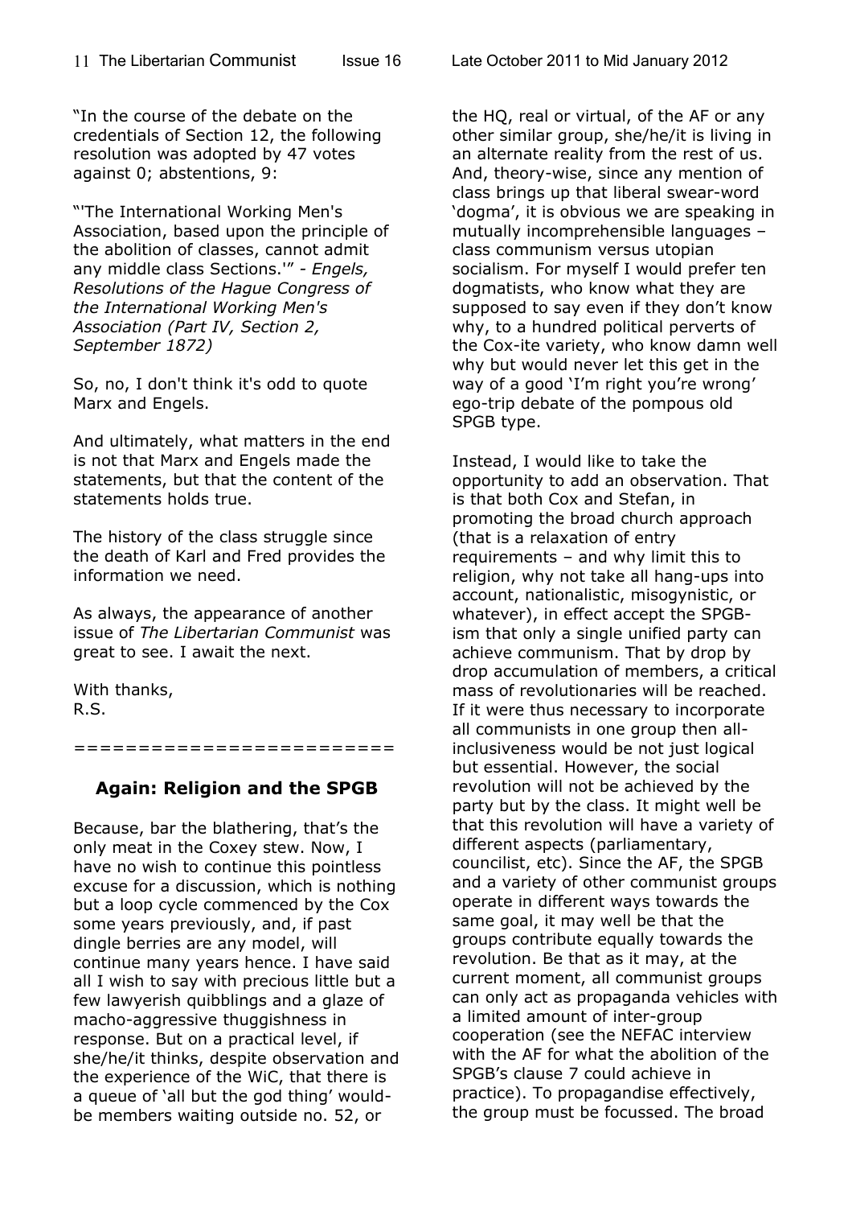"In the course of the debate on the credentials of Section 12, the following resolution was adopted by 47 votes against 0; abstentions, 9:

"'The International Working Men's Association, based upon the principle of the abolition of classes, cannot admit any middle class Sections.'" - *Engels, Resolutions of the Hague Congress of the International Working Men's Association (Part IV, Section 2, September 1872)*

So, no, I don't think it's odd to quote Marx and Engels.

And ultimately, what matters in the end is not that Marx and Engels made the statements, but that the content of the statements holds true.

The history of the class struggle since the death of Karl and Fred provides the information we need.

As always, the appearance of another issue of *The Libertarian Communist* was great to see. I await the next.

With thanks,
R.S.

========================

### Again: Religion and the SPGB

Because, bar the blathering, that's the only meat in the Coxey stew. Now, I have no wish to continue this pointless excuse for a discussion, which is nothing but a loop cycle commenced by the Cox some years previously, and, if past dingle berries are any model, will continue many years hence. I have said all I wish to say with precious little but a few lawyerish quibblings and a glaze of macho-aggressive thuggishness in response. But on a practical level, if she/he/it thinks, despite observation and the experience of the WiC, that there is a queue of 'all but the god thing' would-be members waiting outside no. 52, or the HQ, real or virtual, of the AF or any other similar group, she/he/it is living in an alternate reality from the rest of us. And, theory-wise, since any mention of class brings up that liberal swear-word 'dogma', it is obvious we are speaking in mutually incomprehensible languages – class communism versus utopian socialism. For myself I would prefer ten dogmatists, who know what they are supposed to say even if they don't know why, to a hundred political perverts of the Cox-ite variety, who know damn well why but would never let this get in the way of a good 'I'm right you're wrong' ego-trip debate of the pompous old SPGB type.

Instead, I would like to take the opportunity to add an observation. That is that both Cox and Stefan, in promoting the broad church approach (that is a relaxation of entry requirements – and why limit this to religion, why not take all hang-ups into account, nationalistic, misogynistic, or whatever), in effect accept the SPGB-ism that only a single unified party can achieve communism. That by drop by drop accumulation of members, a critical mass of revolutionaries will be reached. If it were thus necessary to incorporate all communists in one group then all-inclusiveness would be not just logical but essential. However, the social revolution will not be achieved by the party but by the class. It might well be that this revolution will have a variety of different aspects (parliamentary, councilist, etc). Since the AF, the SPGB and a variety of other communist groups operate in different ways towards the same goal, it may well be that the groups contribute equally towards the revolution. Be that as it may, at the current moment, all communist groups can only act as propaganda vehicles with a limited amount of inter-group cooperation (see the NEFAC interview with the AF for what the abolition of the SPGB's clause 7 could achieve in practice). To propagandise effectively, the group must be focussed. The broad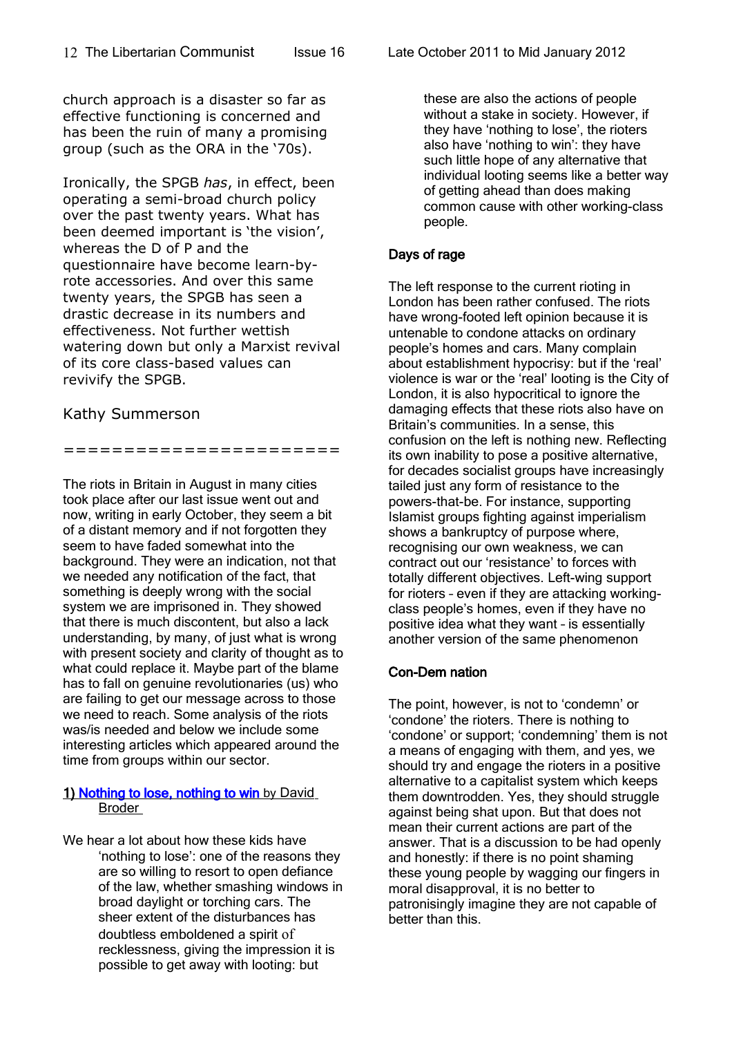church approach is a disaster so far as effective functioning is concerned and has been the ruin of many a promising group (such as the ORA in the '70s).

Ironically, the SPGB *has*, in effect, been operating a semi-broad church policy over the past twenty years. What has been deemed important is 'the vision', whereas the D of P and the questionnaire have become learn-by-rote accessories. And over this same twenty years, the SPGB has seen a drastic decrease in its numbers and effectiveness. Not further wettish watering down but only a Marxist revival of its core class-based values can revivify the SPGB.

Kathy Summerson

=====================

The riots in Britain in August in many cities took place after our last issue went out and now, writing in early October, they seem a bit of a distant memory and if not forgotten they seem to have faded somewhat into the background. They were an indication, not that we needed any notification of the fact, that something is deeply wrong with the social system we are imprisoned in. They showed that there is much discontent, but also a lack understanding, by many, of just what is wrong with present society and clarity of thought as to what could replace it. Maybe part of the blame has to fall on genuine revolutionaries (us) who are failing to get our message across to those we need to reach. Some analysis of the riots was/is needed and below we include some interesting articles which appeared around the time from groups within our sector.

**1) Nothing to lose, nothing to win by David Broder**

We hear a lot about how these kids have 'nothing to lose': one of the reasons they are so willing to resort to open defiance of the law, whether smashing windows in broad daylight or torching cars. The sheer extent of the disturbances has doubtless emboldened a spirit of recklessness, giving the impression it is possible to get away with looting: but these are also the actions of people without a stake in society. However, if they have 'nothing to lose', the rioters also have 'nothing to win': they have such little hope of any alternative that individual looting seems like a better way of getting ahead than does making common cause with other working-class people.

### Days of rage

The left response to the current rioting in London has been rather confused. The riots have wrong-footed left opinion because it is untenable to condone attacks on ordinary people's homes and cars. Many complain about establishment hypocrisy: but if the 'real' violence is war or the 'real' looting is the City of London, it is also hypocritical to ignore the damaging effects that these riots also have on Britain's communities. In a sense, this confusion on the left is nothing new. Reflecting its own inability to pose a positive alternative, for decades socialist groups have increasingly tailed just any form of resistance to the powers-that-be. For instance, supporting Islamist groups fighting against imperialism shows a bankruptcy of purpose where, recognising our own weakness, we can contract out our 'resistance' to forces with totally different objectives. Left-wing support for rioters – even if they are attacking working-class people's homes, even if they have no positive idea what they want – is essentially another version of the same phenomenon

### Con-Dem nation

The point, however, is not to 'condemn' or 'condone' the rioters. There is nothing to 'condone' or support; 'condemning' them is not a means of engaging with them, and yes, we should try and engage the rioters in a positive alternative to a capitalist system which keeps them downtrodden. Yes, they should struggle against being shat upon. But that does not mean their current actions are part of the answer. That is a discussion to be had openly and honestly: if there is no point shaming these young people by wagging our fingers in moral disapproval, it is no better to patronisingly imagine they are not capable of better than this.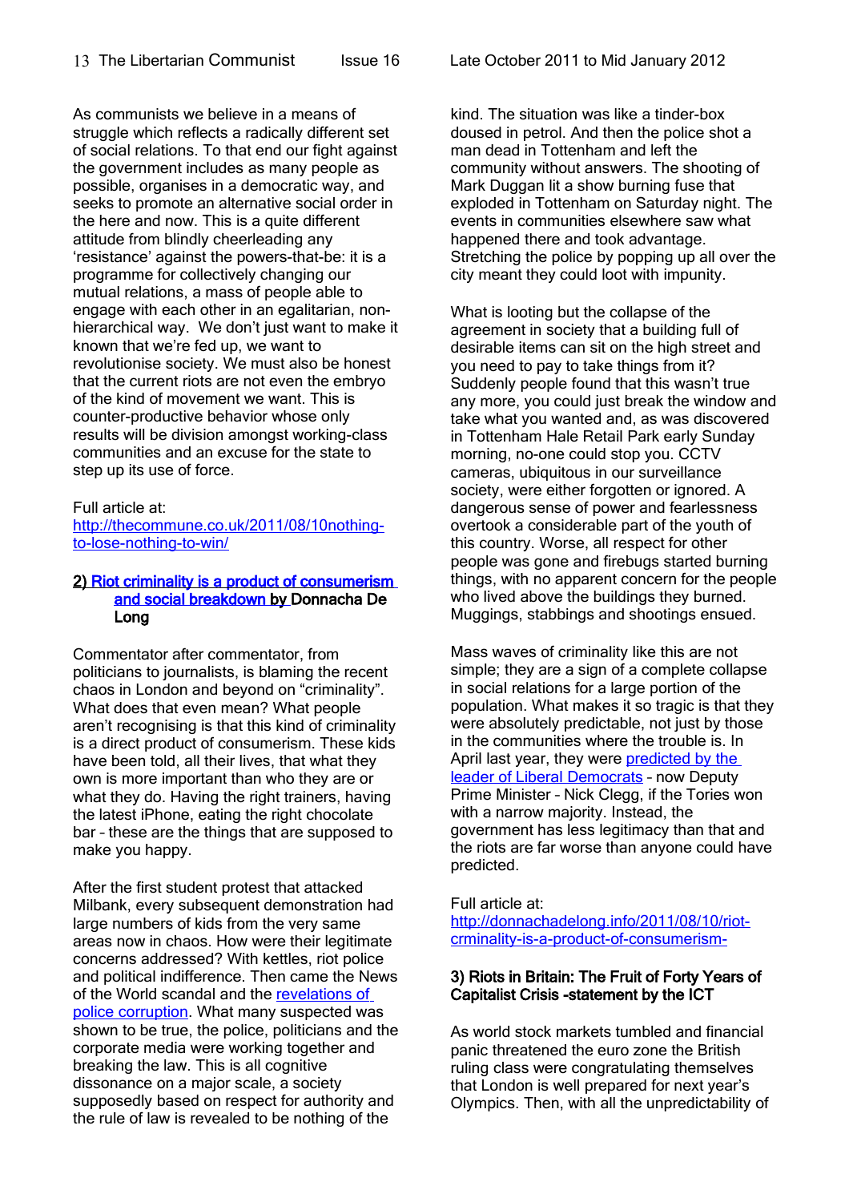As communists we believe in a means of struggle which reflects a radically different set of social relations. To that end our fight against the government includes as many people as possible, organises in a democratic way, and seeks to promote an alternative social order in the here and now. This is a quite different attitude from blindly cheerleading any 'resistance' against the powers-that-be: it is a programme for collectively changing our mutual relations, a mass of people able to engage with each other in an egalitarian, non-hierarchical way. We don't just want to make it known that we're fed up, we want to revolutionise society. We must also be honest that the current riots are not even the embryo of the kind of movement we want. This is counter-productive behavior whose only results will be division amongst working-class communities and an excuse for the state to step up its use of force.

Full article at:
[http://thecommune.co.uk/2011/08/10nothing-to-lose-nothing-to-win/](http://thecommune.co.uk/2011/08/10nothing-to-lose-nothing-to-win/)

### 2) [Riot criminality is a product of consumerism and social breakdown](http://donnachadelong.info/2011/08/10/riot-crminality-is-a-product-of-consumerism-) by Donnacha De Long

Commentator after commentator, from politicians to journalists, is blaming the recent chaos in London and beyond on "criminality". What does that even mean? What people aren't recognising is that this kind of criminality is a direct product of consumerism. These kids have been told, all their lives, that what they own is more important than who they are or what they do. Having the right trainers, having the latest iPhone, eating the right chocolate bar – these are the things that are supposed to make you happy.

After the first student protest that attacked Milbank, every subsequent demonstration had large numbers of kids from the very same areas now in chaos. How were their legitimate concerns addressed? With kettles, riot police and political indifference. Then came the News of the World scandal and the revelations of police corruption. What many suspected was shown to be true, the police, politicians and the corporate media were working together and breaking the law. This is all cognitive dissonance on a major scale, a society supposedly based on respect for authority and the rule of law is revealed to be nothing of the kind. The situation was like a tinder-box doused in petrol. And then the police shot a man dead in Tottenham and left the community without answers. The shooting of Mark Duggan lit a show burning fuse that exploded in Tottenham on Saturday night. The events in communities elsewhere saw what happened there and took advantage. Stretching the police by popping up all over the city meant they could loot with impunity.

What is looting but the collapse of the agreement in society that a building full of desirable items can sit on the high street and you need to pay to take things from it? Suddenly people found that this wasn't true any more, you could just break the window and take what you wanted and, as was discovered in Tottenham Hale Retail Park early Sunday morning, no-one could stop you. CCTV cameras, ubiquitous in our surveillance society, were either forgotten or ignored. A dangerous sense of power and fearlessness overtook a considerable part of the youth of this country. Worse, all respect for other people was gone and firebugs started burning things, with no apparent concern for the people who lived above the buildings they burned. Muggings, stabbings and shootings ensued.

Mass waves of criminality like this are not simple; they are a sign of a complete collapse in social relations for a large portion of the population. What makes it so tragic is that they were absolutely predictable, not just by those in the communities where the trouble is. In April last year, they were predicted by the leader of Liberal Democrats – now Deputy Prime Minister – Nick Clegg, if the Tories won with a narrow majority. Instead, the government has less legitimacy than that and the riots are far worse than anyone could have predicted.

Full article at:
[http://donnachadelong.info/2011/08/10/riot-crminality-is-a-product-of-consumerism-](http://donnachadelong.info/2011/08/10/riot-crminality-is-a-product-of-consumerism-)

### 3) Riots in Britain: The Fruit of Forty Years of Capitalist Crisis -statement by the ICT

As world stock markets tumbled and financial panic threatened the euro zone the British ruling class were congratulating themselves that London is well prepared for next year's Olympics. Then, with all the unpredictability of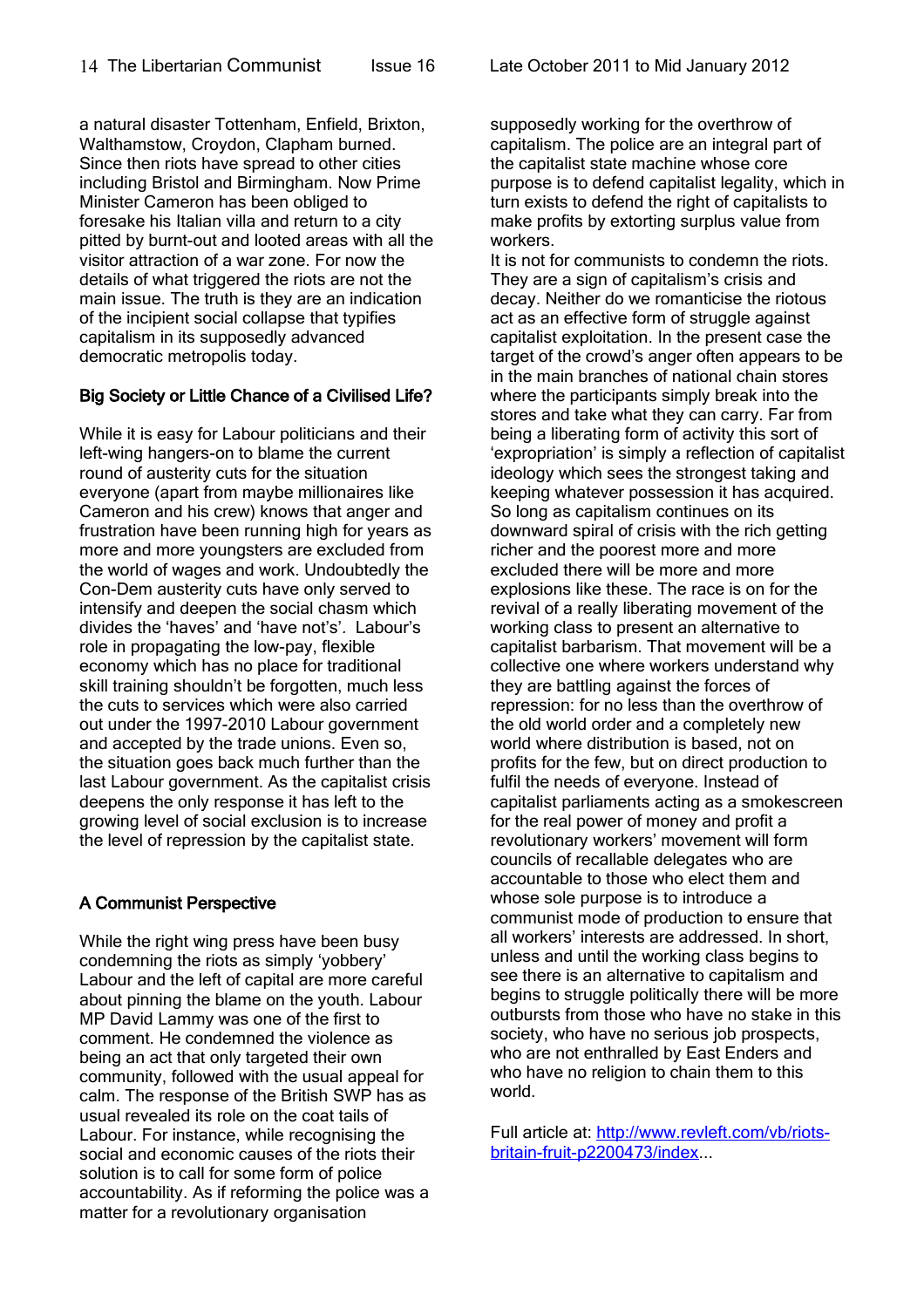a natural disaster Tottenham, Enfield, Brixton, Walthamstow, Croydon, Clapham burned. Since then riots have spread to other cities including Bristol and Birmingham. Now Prime Minister Cameron has been obliged to foresake his Italian villa and return to a city pitted by burnt-out and looted areas with all the visitor attraction of a war zone. For now the details of what triggered the riots are not the main issue. The truth is they are an indication of the incipient social collapse that typifies capitalism in its supposedly advanced democratic metropolis today.

## Big Society or Little Chance of a Civilised Life?

While it is easy for Labour politicians and their left-wing hangers-on to blame the current round of austerity cuts for the situation everyone (apart from maybe millionaires like Cameron and his crew) knows that anger and frustration have been running high for years as more and more youngsters are excluded from the world of wages and work. Undoubtedly the Con-Dem austerity cuts have only served to intensify and deepen the social chasm which divides the 'haves' and 'have not's'. Labour's role in propagating the low-pay, flexible economy which has no place for traditional skill training shouldn't be forgotten, much less the cuts to services which were also carried out under the 1997-2010 Labour government and accepted by the trade unions. Even so, the situation goes back much further than the last Labour government. As the capitalist crisis deepens the only response it has left to the growing level of social exclusion is to increase the level of repression by the capitalist state.

## A Communist Perspective

While the right wing press have been busy condemning the riots as simply 'yobbery' Labour and the left of capital are more careful about pinning the blame on the youth. Labour MP David Lammy was one of the first to comment. He condemned the violence as being an act that only targeted their own community, followed with the usual appeal for calm. The response of the British SWP has as usual revealed its role on the coat tails of Labour. For instance, while recognising the social and economic causes of the riots their solution is to call for some form of police accountability. As if reforming the police was a matter for a revolutionary organisation supposedly working for the overthrow of capitalism. The police are an integral part of the capitalist state machine whose core purpose is to defend capitalist legality, which in turn exists to defend the right of capitalists to make profits by extorting surplus value from workers.

It is not for communists to condemn the riots. They are a sign of capitalism's crisis and decay. Neither do we romanticise the riotous act as an effective form of struggle against capitalist exploitation. In the present case the target of the crowd's anger often appears to be in the main branches of national chain stores where the participants simply break into the stores and take what they can carry. Far from being a liberating form of activity this sort of 'expropriation' is simply a reflection of capitalist ideology which sees the strongest taking and keeping whatever possession it has acquired. So long as capitalism continues on its downward spiral of crisis with the rich getting richer and the poorest more and more excluded there will be more and more explosions like these. The race is on for the revival of a really liberating movement of the working class to present an alternative to capitalist barbarism. That movement will be a collective one where workers understand why they are battling against the forces of repression: for no less than the overthrow of the old world order and a completely new world where distribution is based, not on profits for the few, but on direct production to fulfil the needs of everyone. Instead of capitalist parliaments acting as a smokescreen for the real power of money and profit a revolutionary workers' movement will form councils of recallable delegates who are accountable to those who elect them and whose sole purpose is to introduce a communist mode of production to ensure that all workers' interests are addressed. In short, unless and until the working class begins to see there is an alternative to capitalism and begins to struggle politically there will be more outbursts from those who have no stake in this society, who have no serious job prospects, who are not enthralled by East Enders and who have no religion to chain them to this world.

Full article at: [http://www.revleft.com/vb/riots-britain-fruit-p2200473/index](http://www.revleft.com/vb/riots-britain-fruit-p2200473/index)...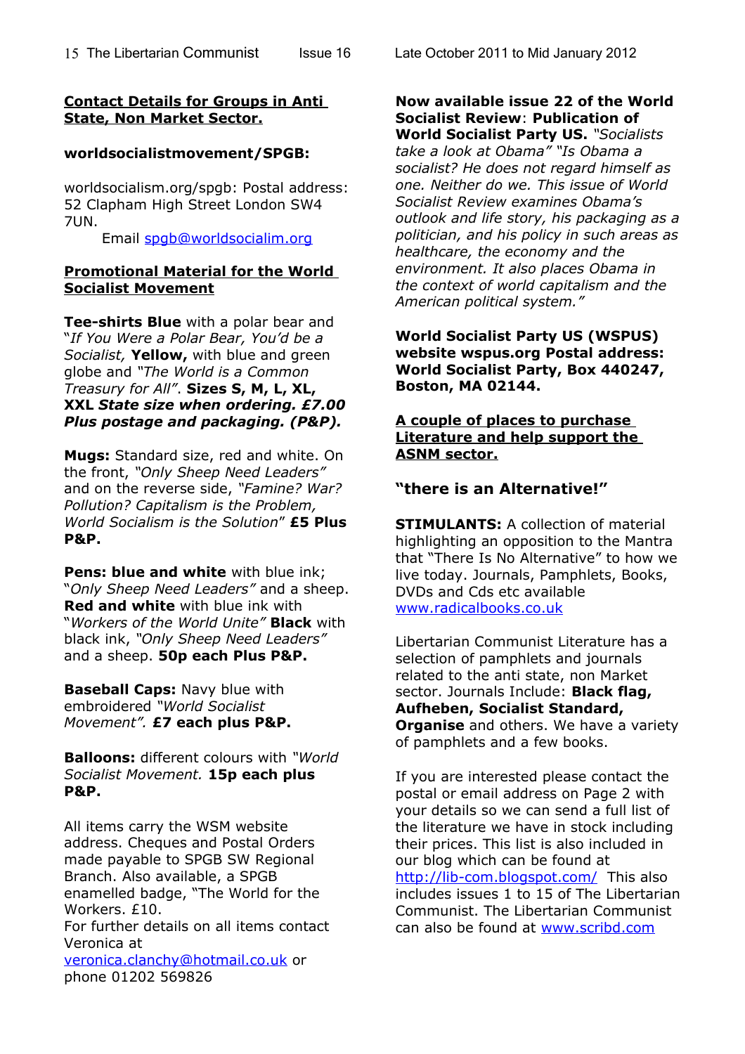## Contact Details for Groups in Anti State, Non Market Sector.

**worldsocialistmovement/SPGB:**

worldsocialism.org/spgb: Postal address: 52 Clapham High Street London SW4 7UN.
Email spgb@worldsocialim.org

## Promotional Material for the World Socialist Movement

**Tee-shirts Blue** with a polar bear and "*If You Were a Polar Bear, You'd be a Socialist,* **Yellow,** with blue and green globe and *"The World is a Common Treasury for All"*. **Sizes S, M, L, XL, XXL** ***State size when ordering. £7.00 Plus postage and packaging. (P&P).***

**Mugs:** Standard size, red and white. On the front, *"Only Sheep Need Leaders"* and on the reverse side, *"Famine? War? Pollution? Capitalism is the Problem, World Socialism is the Solution*" **£5 Plus P&P.**

**Pens: blue and white** with blue ink; "*Only Sheep Need Leaders"* and a sheep. **Red and white** with blue ink with "*Workers of the World Unite"* **Black** with black ink, *"Only Sheep Need Leaders"* and a sheep. **50p each Plus P&P.**

**Baseball Caps:** Navy blue with embroidered *"World Socialist Movement".* **£7 each plus P&P.**

**Balloons:** different colours with *"World Socialist Movement.* **15p each plus P&P.**

All items carry the WSM website address. Cheques and Postal Orders made payable to SPGB SW Regional Branch. Also available, a SPGB enamelled badge, "The World for the Workers. £10.
For further details on all items contact Veronica at veronica.clanchy@hotmail.co.uk or phone 01202 569826

**Now available issue 22 of the World Socialist Review**: **Publication of World Socialist Party US.** *"Socialists take a look at Obama" "Is Obama a socialist? He does not regard himself as one. Neither do we. This issue of World Socialist Review examines Obama's outlook and life story, his packaging as a politician, and his policy in such areas as healthcare, the economy and the environment. It also places Obama in the context of world capitalism and the American political system."*

**World Socialist Party US (WSPUS) website wspus.org Postal address: World Socialist Party, Box 440247, Boston, MA 02144.**

## A couple of places to purchase Literature and help support the ASNM sector.

### "there is an Alternative!"

**STIMULANTS:** A collection of material highlighting an opposition to the Mantra that "There Is No Alternative" to how we live today. Journals, Pamphlets, Books, DVDs and Cds etc available www.radicalbooks.co.uk

Libertarian Communist Literature has a selection of pamphlets and journals related to the anti state, non Market sector. Journals Include: **Black flag, Aufheben, Socialist Standard, Organise** and others. We have a variety of pamphlets and a few books.

If you are interested please contact the postal or email address on Page 2 with your details so we can send a full list of the literature we have in stock including their prices. This list is also included in our blog which can be found at http://lib-com.blogspot.com/ This also includes issues 1 to 15 of The Libertarian Communist. The Libertarian Communist can also be found at www.scribd.com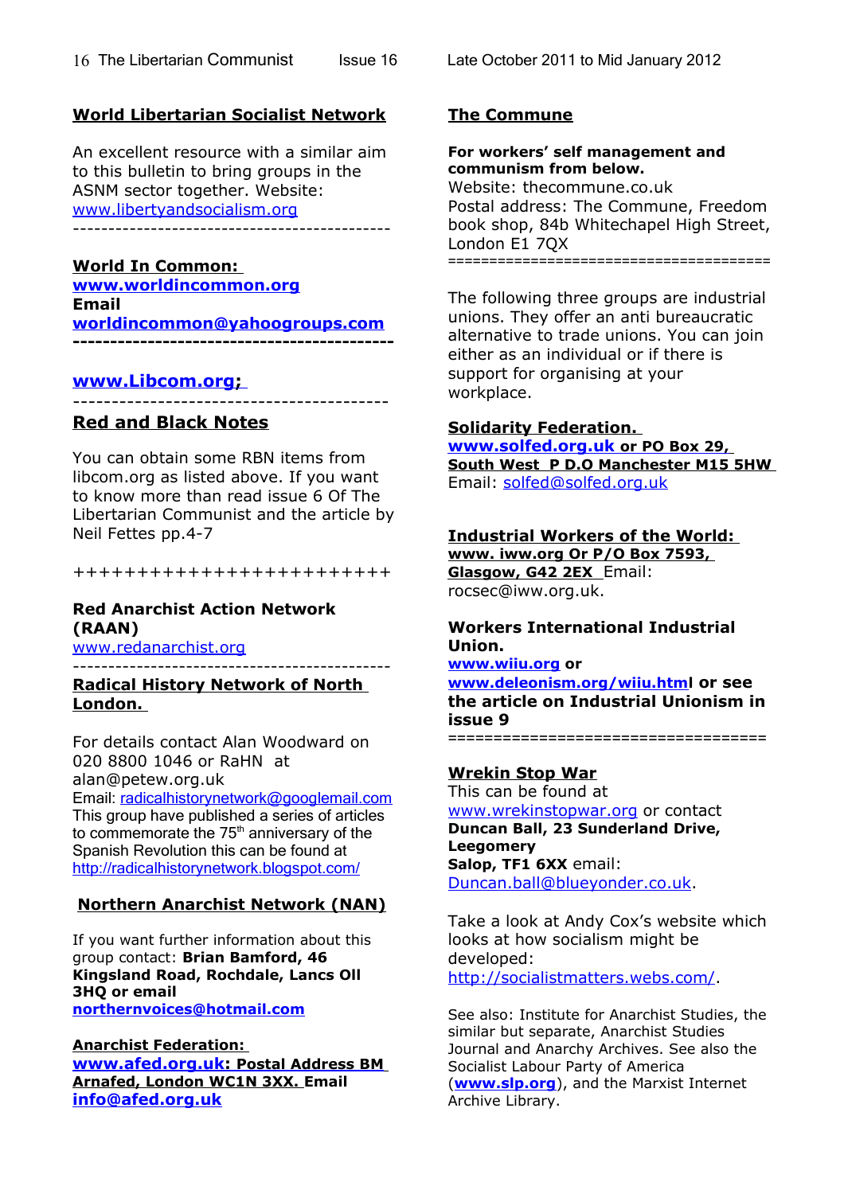## World Libertarian Socialist Network

An excellent resource with a similar aim to this bulletin to bring groups in the ASNM sector together. Website: www.libertyandsocialism.org

--------------------------------------------

**World In Common:**
**www.worldincommon.org**
**Email**
**worldincommon@yahoogroups.com**

--------------------------------------------

**www.Libcom.org;**

--------------------------------------------

## Red and Black Notes

You can obtain some RBN items from libcom.org as listed above. If you want to know more than read issue 6 Of The Libertarian Communist and the article by Neil Fettes pp.4-7

++++++++++++++++++++++++

**Red Anarchist Action Network (RAAN)**
www.redanarchist.org

--------------------------------------------

## Radical History Network of North London.

For details contact Alan Woodward on 020 8800 1046 or RaHN at alan@petew.org.uk
Email: radicalhistorynetwork@googlemail.com
This group have published a series of articles to commemorate the 75th anniversary of the Spanish Revolution this can be found at http://radicalhistorynetwork.blogspot.com/

## Northern Anarchist Network (NAN)

If you want further information about this group contact: **Brian Bamford, 46 Kingsland Road, Rochdale, Lancs Oll 3HQ or email northernvoices@hotmail.com**

**Anarchist Federation:**
**www.afed.org.uk: Postal Address BM Arnafed, London WC1N 3XX. Email info@afed.org.uk**

## The Commune

**For workers' self management and communism from below.**
Website: thecommune.co.uk
Postal address: The Commune, Freedom book shop, 84b Whitechapel High Street, London E1 7QX

=====================================

The following three groups are industrial unions. They offer an anti bureaucratic alternative to trade unions. You can join either as an individual or if there is support for organising at your workplace.

**Solidarity Federation.**
**www.solfed.org.uk or PO Box 29, South West P D.O Manchester M15 5HW**
Email: solfed@solfed.org.uk

**Industrial Workers of the World:**
**www. iww.org Or P/O Box 7593, Glasgow, G42 2EX** Email: rocsec@iww.org.uk.

**Workers International Industrial Union.**
**www.wiiu.org or www.deleonism.org/wiiu.html or see the article on Industrial Unionism in issue 9**

==================================

**Wrekin Stop War**
This can be found at www.wrekinstopwar.org or contact **Duncan Ball, 23 Sunderland Drive, Leegomery Salop, TF1 6XX** email: Duncan.ball@blueyonder.co.uk.

Take a look at Andy Cox's website which looks at how socialism might be developed: http://socialistmatters.webs.com/.

See also: Institute for Anarchist Studies, the similar but separate, Anarchist Studies Journal and Anarchy Archives. See also the Socialist Labour Party of America (**www.slp.org**), and the Marxist Internet Archive Library.